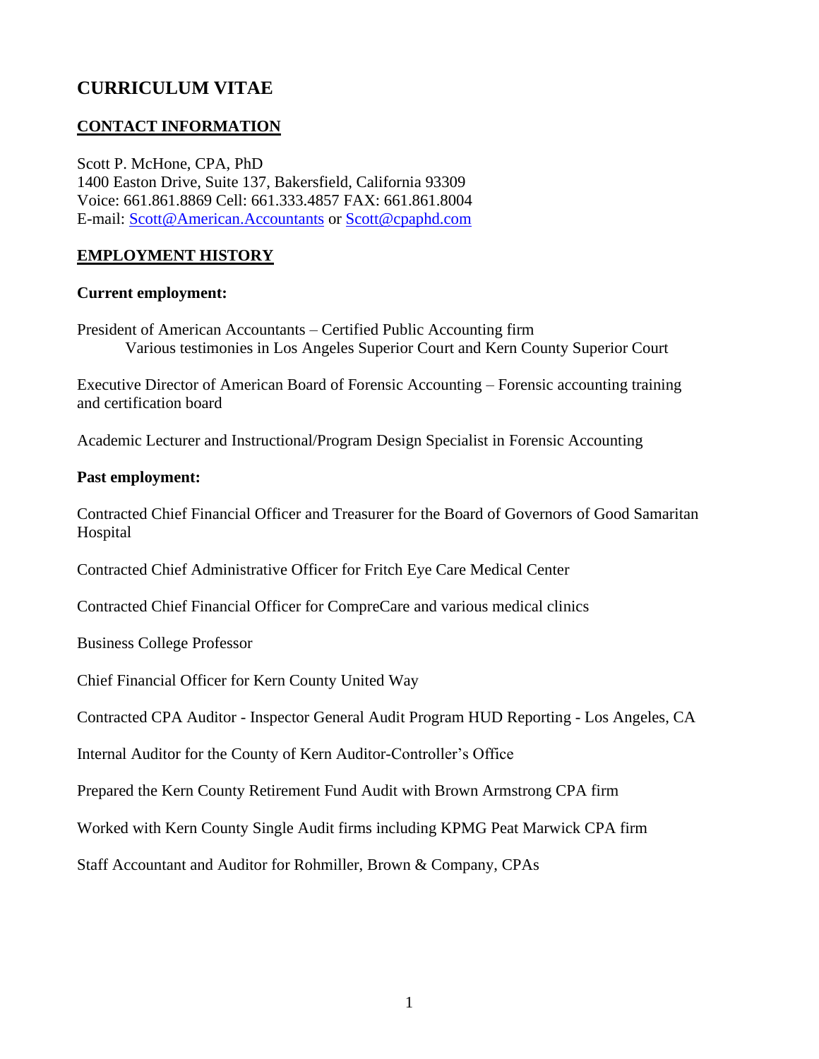# CURRICULUM VITAE

## CONTACT INFORMATION

Scott P. McHone, CPA, PhD
1400 Easton Drive, Suite 137, Bakersfield, California 93309
Voice: 661.861.8869 Cell: 661.333.4857 FAX: 661.861.8004
E-mail: Scott@American.Accountants or Scott@cpaphd.com

## EMPLOYMENT HISTORY

**Current employment:**

President of American Accountants – Certified Public Accounting firm
Various testimonies in Los Angeles Superior Court and Kern County Superior Court

Executive Director of American Board of Forensic Accounting – Forensic accounting training and certification board

Academic Lecturer and Instructional/Program Design Specialist in Forensic Accounting

**Past employment:**

Contracted Chief Financial Officer and Treasurer for the Board of Governors of Good Samaritan Hospital

Contracted Chief Administrative Officer for Fritch Eye Care Medical Center

Contracted Chief Financial Officer for CompreCare and various medical clinics

Business College Professor

Chief Financial Officer for Kern County United Way

Contracted CPA Auditor - Inspector General Audit Program HUD Reporting - Los Angeles, CA

Internal Auditor for the County of Kern Auditor-Controller's Office

Prepared the Kern County Retirement Fund Audit with Brown Armstrong CPA firm

Worked with Kern County Single Audit firms including KPMG Peat Marwick CPA firm

Staff Accountant and Auditor for Rohmiller, Brown & Company, CPAs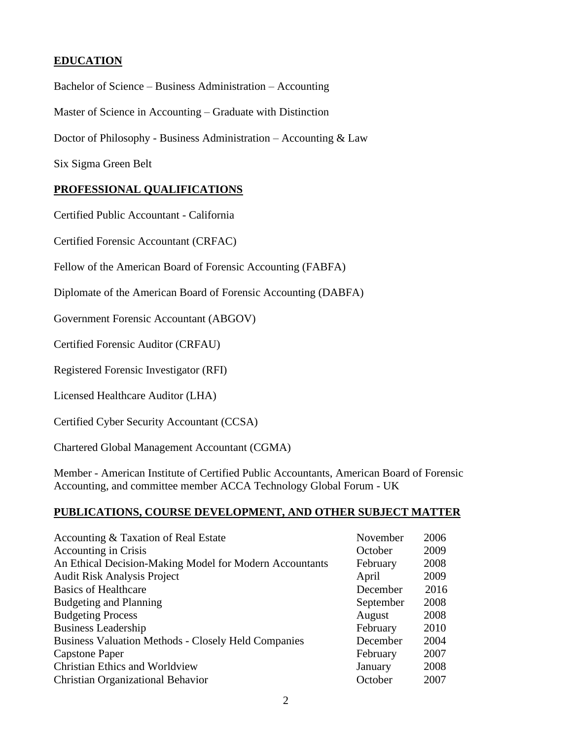## EDUCATION

Bachelor of Science – Business Administration – Accounting

Master of Science in Accounting – Graduate with Distinction

Doctor of Philosophy - Business Administration – Accounting & Law

Six Sigma Green Belt

## PROFESSIONAL QUALIFICATIONS

Certified Public Accountant - California

Certified Forensic Accountant (CRFAC)

Fellow of the American Board of Forensic Accounting (FABFA)

Diplomate of the American Board of Forensic Accounting (DABFA)

Government Forensic Accountant (ABGOV)

Certified Forensic Auditor (CRFAU)

Registered Forensic Investigator (RFI)

Licensed Healthcare Auditor (LHA)

Certified Cyber Security Accountant (CCSA)

Chartered Global Management Accountant (CGMA)

Member - American Institute of Certified Public Accountants, American Board of Forensic Accounting, and committee member ACCA Technology Global Forum - UK

## PUBLICATIONS, COURSE DEVELOPMENT, AND OTHER SUBJECT MATTER

| Title | Month | Year |
|---|---|---|
| Accounting & Taxation of Real Estate | November | 2006 |
| Accounting in Crisis | October | 2009 |
| An Ethical Decision-Making Model for Modern Accountants | February | 2008 |
| Audit Risk Analysis Project | April | 2009 |
| Basics of Healthcare | December | 2016 |
| Budgeting and Planning | September | 2008 |
| Budgeting Process | August | 2008 |
| Business Leadership | February | 2010 |
| Business Valuation Methods - Closely Held Companies | December | 2004 |
| Capstone Paper | February | 2007 |
| Christian Ethics and Worldview | January | 2008 |
| Christian Organizational Behavior | October | 2007 |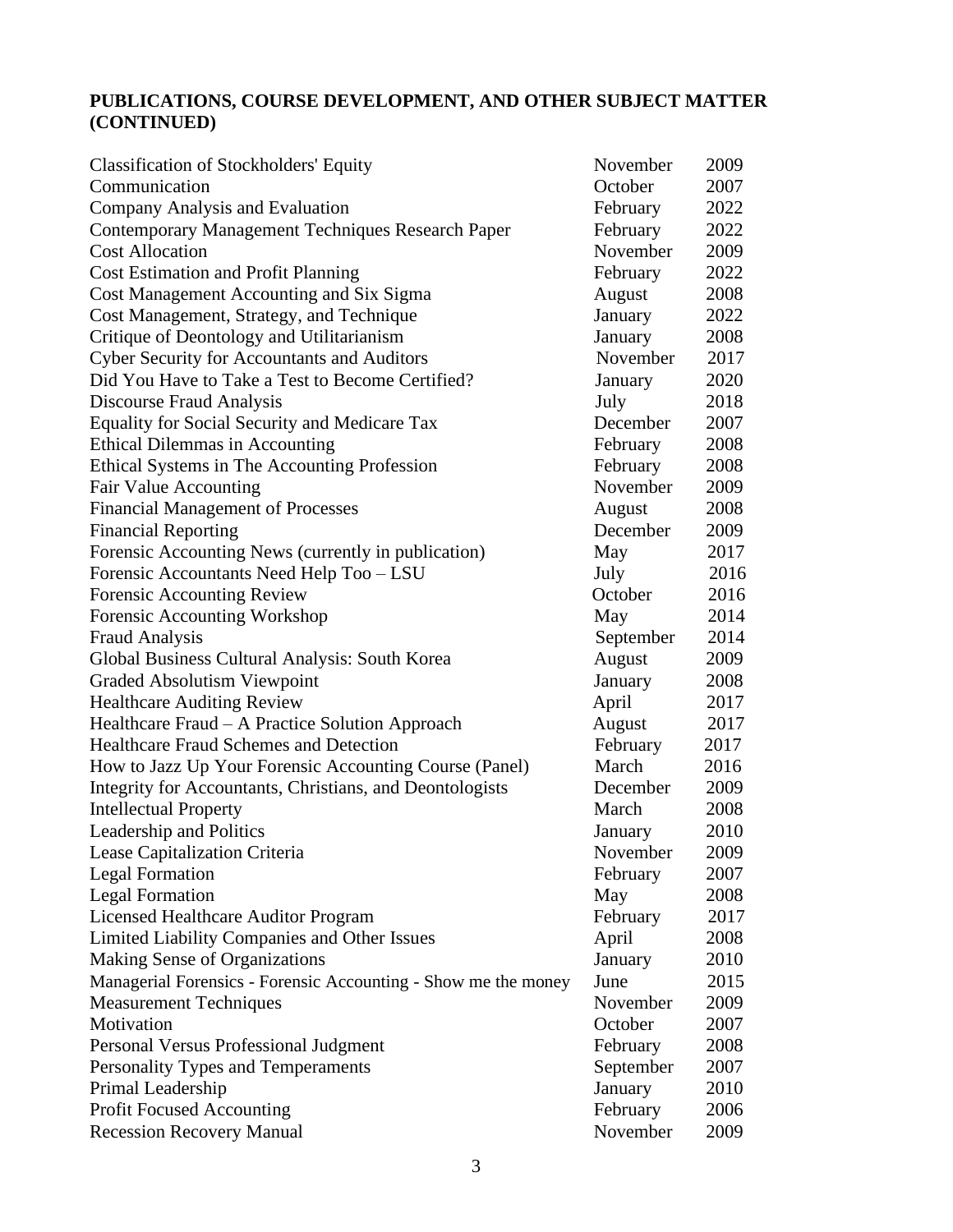**PUBLICATIONS, COURSE DEVELOPMENT, AND OTHER SUBJECT MATTER (CONTINUED)**

| | | |
|---|---|---|
| Classification of Stockholders' Equity | November | 2009 |
| Communication | October | 2007 |
| Company Analysis and Evaluation | February | 2022 |
| Contemporary Management Techniques Research Paper | February | 2022 |
| Cost Allocation | November | 2009 |
| Cost Estimation and Profit Planning | February | 2022 |
| Cost Management Accounting and Six Sigma | August | 2008 |
| Cost Management, Strategy, and Technique | January | 2022 |
| Critique of Deontology and Utilitarianism | January | 2008 |
| Cyber Security for Accountants and Auditors | November | 2017 |
| Did You Have to Take a Test to Become Certified? | January | 2020 |
| Discourse Fraud Analysis | July | 2018 |
| Equality for Social Security and Medicare Tax | December | 2007 |
| Ethical Dilemmas in Accounting | February | 2008 |
| Ethical Systems in The Accounting Profession | February | 2008 |
| Fair Value Accounting | November | 2009 |
| Financial Management of Processes | August | 2008 |
| Financial Reporting | December | 2009 |
| Forensic Accounting News (currently in publication) | May | 2017 |
| Forensic Accountants Need Help Too – LSU | July | 2016 |
| Forensic Accounting Review | October | 2016 |
| Forensic Accounting Workshop | May | 2014 |
| Fraud Analysis | September | 2014 |
| Global Business Cultural Analysis: South Korea | August | 2009 |
| Graded Absolutism Viewpoint | January | 2008 |
| Healthcare Auditing Review | April | 2017 |
| Healthcare Fraud – A Practice Solution Approach | August | 2017 |
| Healthcare Fraud Schemes and Detection | February | 2017 |
| How to Jazz Up Your Forensic Accounting Course (Panel) | March | 2016 |
| Integrity for Accountants, Christians, and Deontologists | December | 2009 |
| Intellectual Property | March | 2008 |
| Leadership and Politics | January | 2010 |
| Lease Capitalization Criteria | November | 2009 |
| Legal Formation | February | 2007 |
| Legal Formation | May | 2008 |
| Licensed Healthcare Auditor Program | February | 2017 |
| Limited Liability Companies and Other Issues | April | 2008 |
| Making Sense of Organizations | January | 2010 |
| Managerial Forensics - Forensic Accounting - Show me the money | June | 2015 |
| Measurement Techniques | November | 2009 |
| Motivation | October | 2007 |
| Personal Versus Professional Judgment | February | 2008 |
| Personality Types and Temperaments | September | 2007 |
| Primal Leadership | January | 2010 |
| Profit Focused Accounting | February | 2006 |
| Recession Recovery Manual | November | 2009 |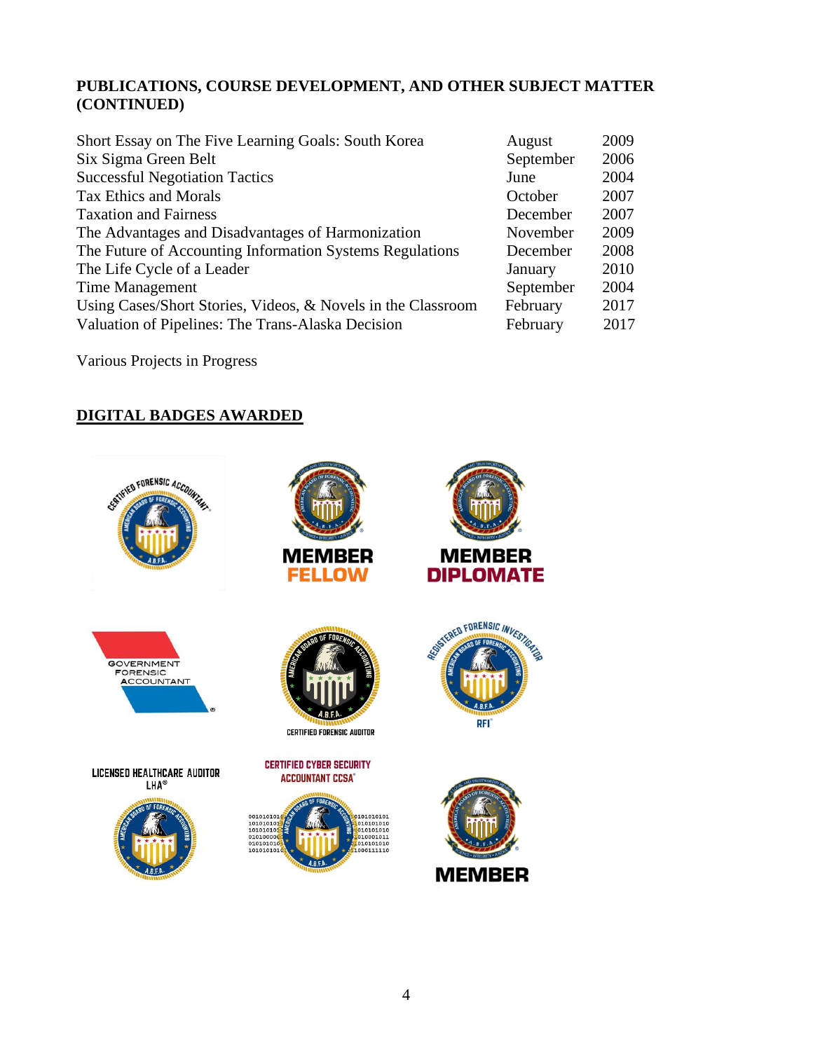**PUBLICATIONS, COURSE DEVELOPMENT, AND OTHER SUBJECT MATTER (CONTINUED)**

| | | |
|---|---|---|
| Short Essay on The Five Learning Goals: South Korea | August | 2009 |
| Six Sigma Green Belt | September | 2006 |
| Successful Negotiation Tactics | June | 2004 |
| Tax Ethics and Morals | October | 2007 |
| Taxation and Fairness | December | 2007 |
| The Advantages and Disadvantages of Harmonization | November | 2009 |
| The Future of Accounting Information Systems Regulations | December | 2008 |
| The Life Cycle of a Leader | January | 2010 |
| Time Management | September | 2004 |
| Using Cases/Short Stories, Videos, & Novels in the Classroom | February | 2017 |
| Valuation of Pipelines: The Trans-Alaska Decision | February | 2017 |

Various Projects in Progress

**DIGITAL BADGES AWARDED**

CERTIFIED FORENSIC ACCOUNTANT

MEMBER FELLOW

MEMBER DIPLOMATE

GOVERNMENT FORENSIC ACCOUNTANT

CERTIFIED FORENSIC AUDITOR

REGISTERED FORENSIC INVESTIGATOR RFI

LICENSED HEALTHCARE AUDITOR LHA®

CERTIFIED CYBER SECURITY ACCOUNTANT CCSA

MEMBER